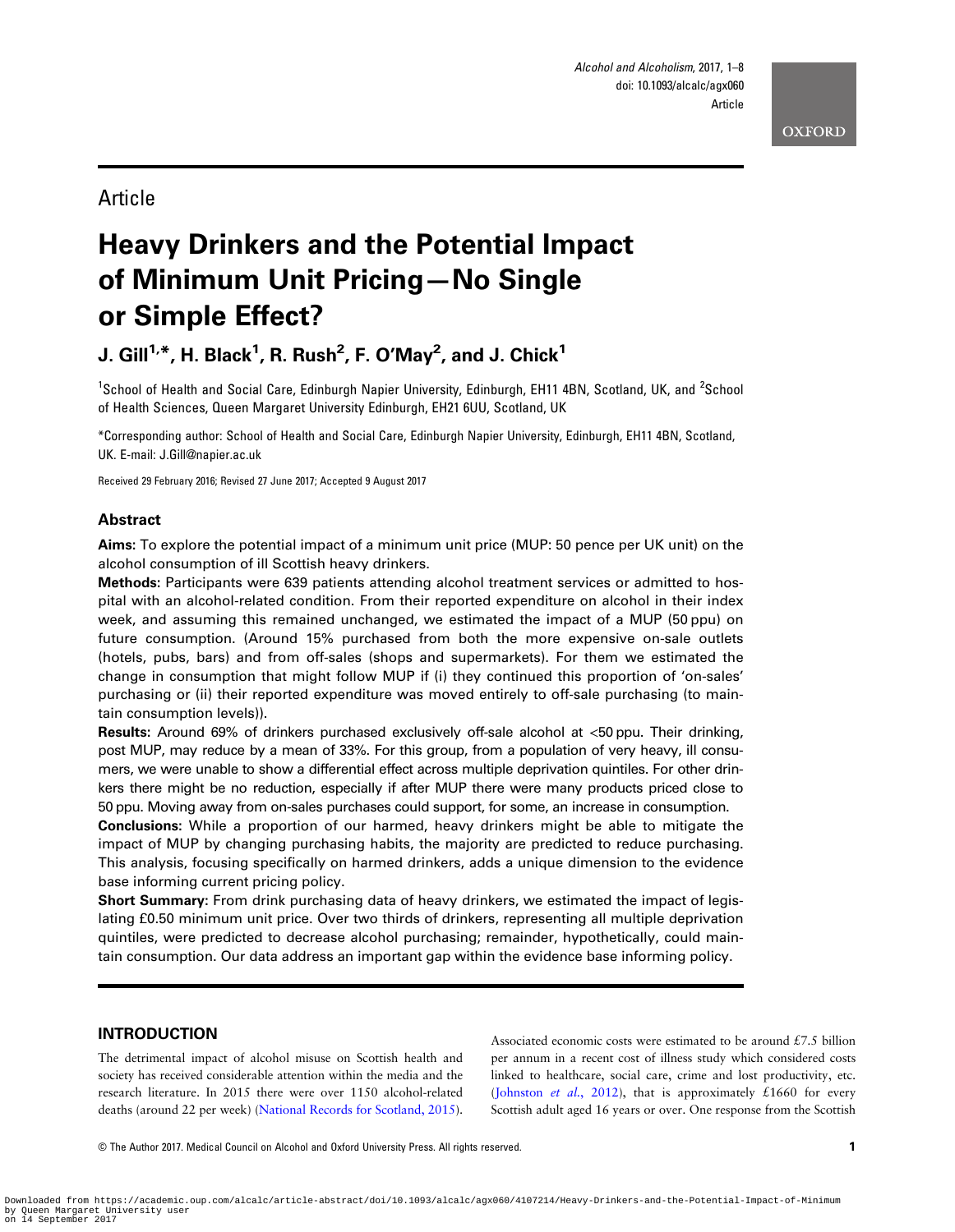Article

# Heavy Drinkers and the Potential Impact of Minimum Unit Pricing—No Single or Simple Effect?

**J. Gill[1,*], H. Black[1], R. Rush[2], F. O'May[2], and J. Chick[1]**

[1]School of Health and Social Care, Edinburgh Napier University, Edinburgh, EH11 4BN, Scotland, UK, and [2]School of Health Sciences, Queen Margaret University Edinburgh, EH21 6UU, Scotland, UK

*Corresponding author: School of Health and Social Care, Edinburgh Napier University, Edinburgh, EH11 4BN, Scotland, UK. E-mail: J.Gill@napier.ac.uk

Received 29 February 2016; Revised 27 June 2017; Accepted 9 August 2017

## Abstract

**Aims:** To explore the potential impact of a minimum unit price (MUP: 50 pence per UK unit) on the alcohol consumption of ill Scottish heavy drinkers.

**Methods:** Participants were 639 patients attending alcohol treatment services or admitted to hospital with an alcohol-related condition. From their reported expenditure on alcohol in their index week, and assuming this remained unchanged, we estimated the impact of a MUP (50 ppu) on future consumption. (Around 15% purchased from both the more expensive on-sale outlets (hotels, pubs, bars) and from off-sales (shops and supermarkets). For them we estimated the change in consumption that might follow MUP if (i) they continued this proportion of 'on-sales' purchasing or (ii) their reported expenditure was moved entirely to off-sale purchasing (to maintain consumption levels)).

**Results:** Around 69% of drinkers purchased exclusively off-sale alcohol at <50 ppu. Their drinking, post MUP, may reduce by a mean of 33%. For this group, from a population of very heavy, ill consumers, we were unable to show a differential effect across multiple deprivation quintiles. For other drinkers there might be no reduction, especially if after MUP there were many products priced close to 50 ppu. Moving away from on-sales purchases could support, for some, an increase in consumption.

**Conclusions:** While a proportion of our harmed, heavy drinkers might be able to mitigate the impact of MUP by changing purchasing habits, the majority are predicted to reduce purchasing. This analysis, focusing specifically on harmed drinkers, adds a unique dimension to the evidence base informing current pricing policy.

**Short Summary:** From drink purchasing data of heavy drinkers, we estimated the impact of legislating £0.50 minimum unit price. Over two thirds of drinkers, representing all multiple deprivation quintiles, were predicted to decrease alcohol purchasing; remainder, hypothetically, could maintain consumption. Our data address an important gap within the evidence base informing policy.

## INTRODUCTION

The detrimental impact of alcohol misuse on Scottish health and society has received considerable attention within the media and the research literature. In 2015 there were over 1150 alcohol-related deaths (around 22 per week) (National Records for Scotland, 2015). Associated economic costs were estimated to be around £7.5 billion per annum in a recent cost of illness study which considered costs linked to healthcare, social care, crime and lost productivity, etc. (Johnston *et al.*, 2012), that is approximately £1660 for every Scottish adult aged 16 years or over. One response from the Scottish

© The Author 2017. Medical Council on Alcohol and Oxford University Press. All rights reserved.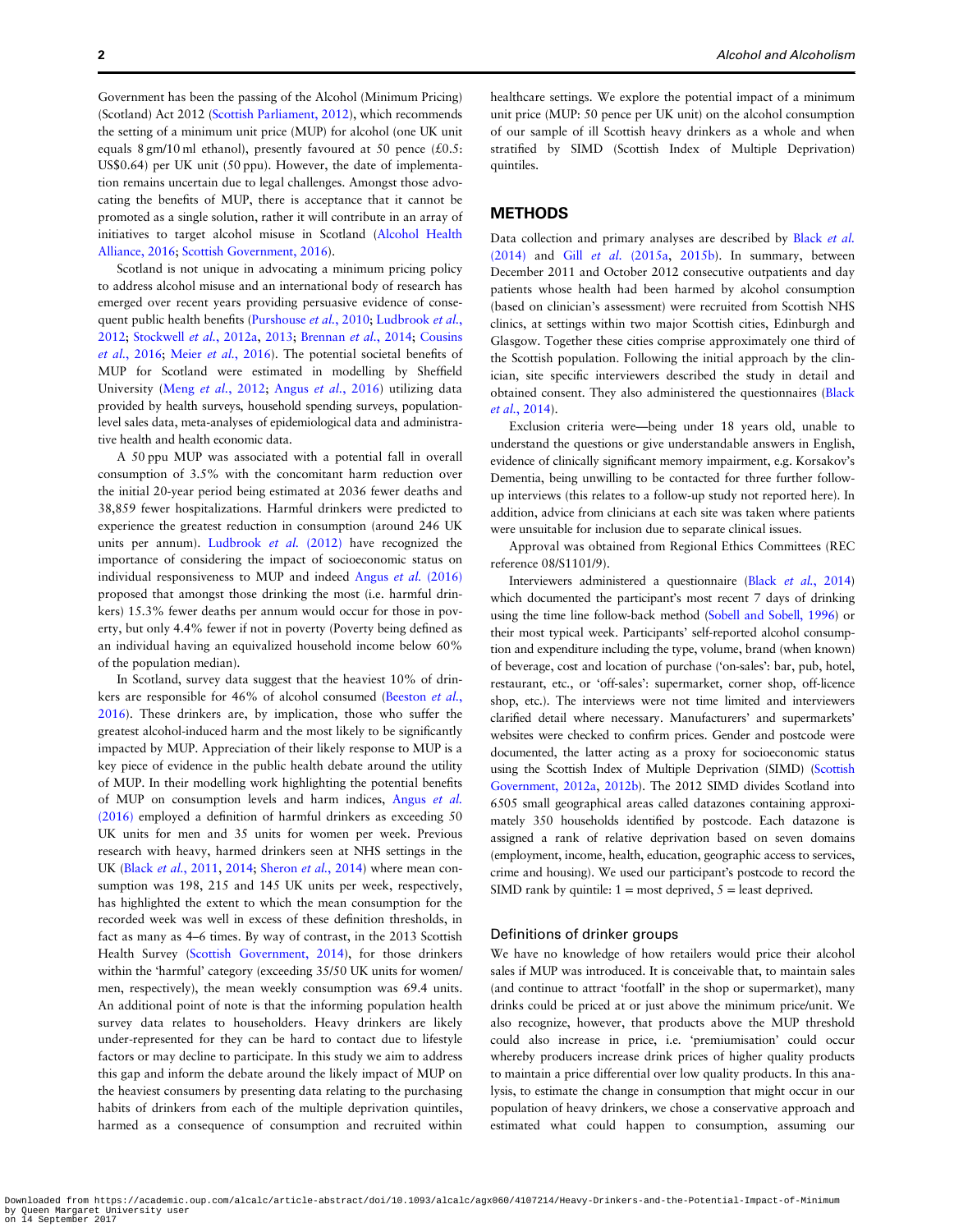Government has been the passing of the Alcohol (Minimum Pricing) (Scotland) Act 2012 (Scottish Parliament, 2012), which recommends the setting of a minimum unit price (MUP) for alcohol (one UK unit equals 8 gm/10 ml ethanol), presently favoured at 50 pence (£0.5: US$0.64) per UK unit (50 ppu). However, the date of implementation remains uncertain due to legal challenges. Amongst those advocating the benefits of MUP, there is acceptance that it cannot be promoted as a single solution, rather it will contribute in an array of initiatives to target alcohol misuse in Scotland (Alcohol Health Alliance, 2016; Scottish Government, 2016).

Scotland is not unique in advocating a minimum pricing policy to address alcohol misuse and an international body of research has emerged over recent years providing persuasive evidence of consequent public health benefits (Purshouse *et al.*, 2010; Ludbrook *et al.*, 2012; Stockwell *et al.*, 2012a, 2013; Brennan *et al.*, 2014; Cousins *et al.*, 2016; Meier *et al.*, 2016). The potential societal benefits of MUP for Scotland were estimated in modelling by Sheffield University (Meng *et al.*, 2012; Angus *et al.*, 2016) utilizing data provided by health surveys, household spending surveys, population-level sales data, meta-analyses of epidemiological data and administrative health and health economic data.

A 50 ppu MUP was associated with a potential fall in overall consumption of 3.5% with the concomitant harm reduction over the initial 20-year period being estimated at 2036 fewer deaths and 38,859 fewer hospitalizations. Harmful drinkers were predicted to experience the greatest reduction in consumption (around 246 UK units per annum). Ludbrook *et al.* (2012) have recognized the importance of considering the impact of socioeconomic status on individual responsiveness to MUP and indeed Angus *et al.* (2016) proposed that amongst those drinking the most (i.e. harmful drinkers) 15.3% fewer deaths per annum would occur for those in poverty, but only 4.4% fewer if not in poverty (Poverty being defined as an individual having an equivalized household income below 60% of the population median).

In Scotland, survey data suggest that the heaviest 10% of drinkers are responsible for 46% of alcohol consumed (Beeston *et al.*, 2016). These drinkers are, by implication, those who suffer the greatest alcohol-induced harm and the most likely to be significantly impacted by MUP. Appreciation of their likely response to MUP is a key piece of evidence in the public health debate around the utility of MUP. In their modelling work highlighting the potential benefits of MUP on consumption levels and harm indices, Angus *et al.* (2016) employed a definition of harmful drinkers as exceeding 50 UK units for men and 35 units for women per week. Previous research with heavy, harmed drinkers seen at NHS settings in the UK (Black *et al.*, 2011, 2014; Sheron *et al.*, 2014) where mean consumption was 198, 215 and 145 UK units per week, respectively, has highlighted the extent to which the mean consumption for the recorded week was well in excess of these definition thresholds, in fact as many as 4–6 times. By way of contrast, in the 2013 Scottish Health Survey (Scottish Government, 2014), for those drinkers within the 'harmful' category (exceeding 35/50 UK units for women/men, respectively), the mean weekly consumption was 69.4 units. An additional point of note is that the informing population health survey data relates to householders. Heavy drinkers are likely under-represented for they can be hard to contact due to lifestyle factors or may decline to participate. In this study we aim to address this gap and inform the debate around the likely impact of MUP on the heaviest consumers by presenting data relating to the purchasing habits of drinkers from each of the multiple deprivation quintiles, harmed as a consequence of consumption and recruited within healthcare settings. We explore the potential impact of a minimum unit price (MUP: 50 pence per UK unit) on the alcohol consumption of our sample of ill Scottish heavy drinkers as a whole and when stratified by SIMD (Scottish Index of Multiple Deprivation) quintiles.

## METHODS

Data collection and primary analyses are described by Black *et al.* (2014) and Gill *et al.* (2015a, 2015b). In summary, between December 2011 and October 2012 consecutive outpatients and day patients whose health had been harmed by alcohol consumption (based on clinician's assessment) were recruited from Scottish NHS clinics, at settings within two major Scottish cities, Edinburgh and Glasgow. Together these cities comprise approximately one third of the Scottish population. Following the initial approach by the clinician, site specific interviewers described the study in detail and obtained consent. They also administered the questionnaires (Black *et al.*, 2014).

Exclusion criteria were—being under 18 years old, unable to understand the questions or give understandable answers in English, evidence of clinically significant memory impairment, e.g. Korsakov's Dementia, being unwilling to be contacted for three further follow-up interviews (this relates to a follow-up study not reported here). In addition, advice from clinicians at each site was taken where patients were unsuitable for inclusion due to separate clinical issues.

Approval was obtained from Regional Ethics Committees (REC reference 08/S1101/9).

Interviewers administered a questionnaire (Black *et al.*, 2014) which documented the participant's most recent 7 days of drinking using the time line follow-back method (Sobell and Sobell, 1996) or their most typical week. Participants' self-reported alcohol consumption and expenditure including the type, volume, brand (when known) of beverage, cost and location of purchase ('on-sales': bar, pub, hotel, restaurant, etc., or 'off-sales': supermarket, corner shop, off-licence shop, etc.). The interviews were not time limited and interviewers clarified detail where necessary. Manufacturers' and supermarkets' websites were checked to confirm prices. Gender and postcode were documented, the latter acting as a proxy for socioeconomic status using the Scottish Index of Multiple Deprivation (SIMD) (Scottish Government, 2012a, 2012b). The 2012 SIMD divides Scotland into 6505 small geographical areas called datazones containing approximately 350 households identified by postcode. Each datazone is assigned a rank of relative deprivation based on seven domains (employment, income, health, education, geographic access to services, crime and housing). We used our participant's postcode to record the SIMD rank by quintile: 1 = most deprived, 5 = least deprived.

### Definitions of drinker groups

We have no knowledge of how retailers would price their alcohol sales if MUP was introduced. It is conceivable that, to maintain sales (and continue to attract 'footfall' in the shop or supermarket), many drinks could be priced at or just above the minimum price/unit. We also recognize, however, that products above the MUP threshold could also increase in price, i.e. 'premiumisation' could occur whereby producers increase drink prices of higher quality products to maintain a price differential over low quality products. In this analysis, to estimate the change in consumption that might occur in our population of heavy drinkers, we chose a conservative approach and estimated what could happen to consumption, assuming our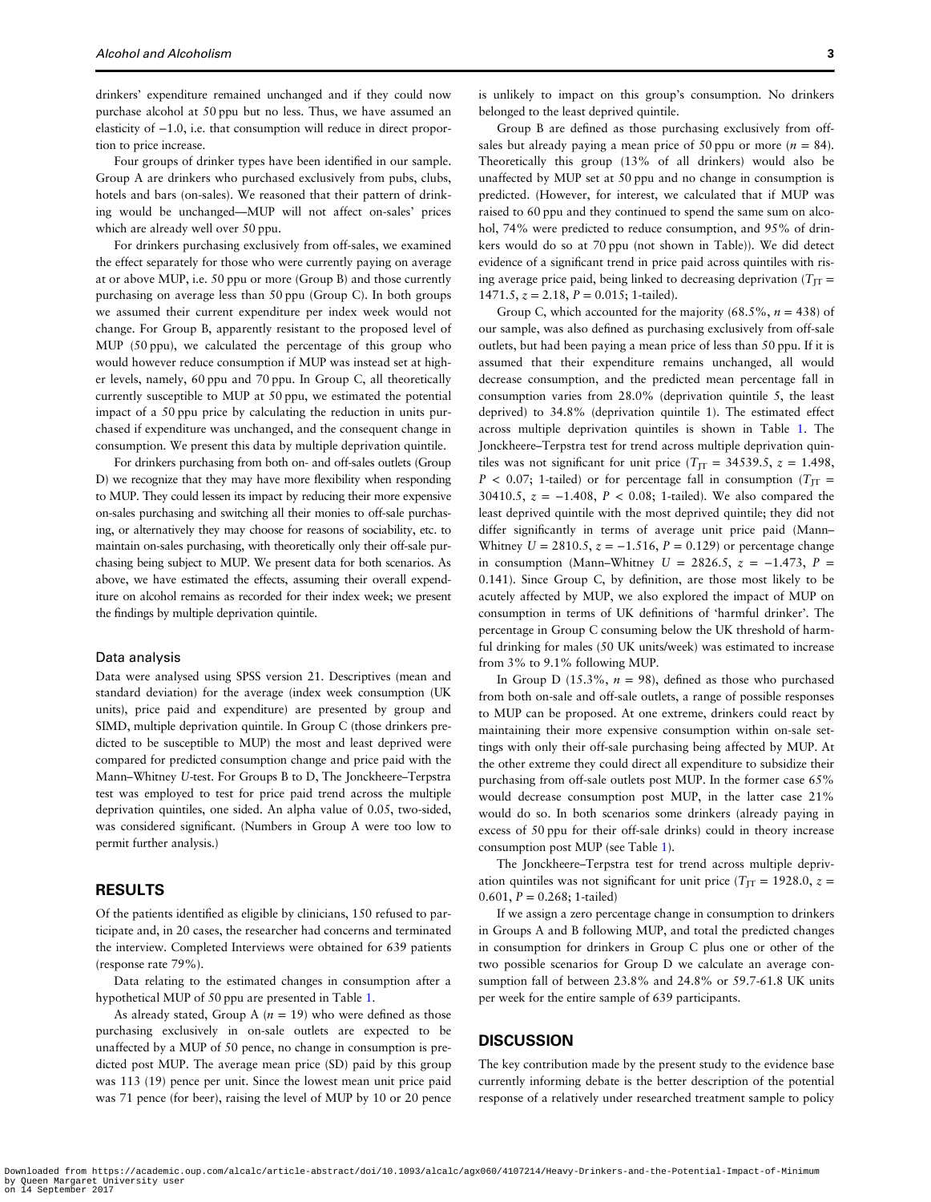drinkers' expenditure remained unchanged and if they could now purchase alcohol at 50 ppu but no less. Thus, we have assumed an elasticity of −1.0, i.e. that consumption will reduce in direct proportion to price increase.

Four groups of drinker types have been identified in our sample. Group A are drinkers who purchased exclusively from pubs, clubs, hotels and bars (on-sales). We reasoned that their pattern of drinking would be unchanged—MUP will not affect on-sales' prices which are already well over 50 ppu.

For drinkers purchasing exclusively from off-sales, we examined the effect separately for those who were currently paying on average at or above MUP, i.e. 50 ppu or more (Group B) and those currently purchasing on average less than 50 ppu (Group C). In both groups we assumed their current expenditure per index week would not change. For Group B, apparently resistant to the proposed level of MUP (50 ppu), we calculated the percentage of this group who would however reduce consumption if MUP was instead set at higher levels, namely, 60 ppu and 70 ppu. In Group C, all theoretically currently susceptible to MUP at 50 ppu, we estimated the potential impact of a 50 ppu price by calculating the reduction in units purchased if expenditure was unchanged, and the consequent change in consumption. We present this data by multiple deprivation quintile.

For drinkers purchasing from both on- and off-sales outlets (Group D) we recognize that they may have more flexibility when responding to MUP. They could lessen its impact by reducing their more expensive on-sales purchasing and switching all their monies to off-sale purchasing, or alternatively they may choose for reasons of sociability, etc. to maintain on-sales purchasing, with theoretically only their off-sale purchasing being subject to MUP. We present data for both scenarios. As above, we have estimated the effects, assuming their overall expenditure on alcohol remains as recorded for their index week; we present the findings by multiple deprivation quintile.

### Data analysis

Data were analysed using SPSS version 21. Descriptives (mean and standard deviation) for the average (index week consumption (UK units), price paid and expenditure) are presented by group and SIMD, multiple deprivation quintile. In Group C (those drinkers predicted to be susceptible to MUP) the most and least deprived were compared for predicted consumption change and price paid with the Mann–Whitney *U*-test. For Groups B to D, The Jonckheere–Terpstra test was employed to test for price paid trend across the multiple deprivation quintiles, one sided. An alpha value of 0.05, two-sided, was considered significant. (Numbers in Group A were too low to permit further analysis.)

## RESULTS

Of the patients identified as eligible by clinicians, 150 refused to participate and, in 20 cases, the researcher had concerns and terminated the interview. Completed Interviews were obtained for 639 patients (response rate 79%).

Data relating to the estimated changes in consumption after a hypothetical MUP of 50 ppu are presented in Table 1.

As already stated, Group A ($n$ = 19) who were defined as those purchasing exclusively in on-sale outlets are expected to be unaffected by a MUP of 50 pence, no change in consumption is predicted post MUP. The average mean price (SD) paid by this group was 113 (19) pence per unit. Since the lowest mean unit price paid was 71 pence (for beer), raising the level of MUP by 10 or 20 pence is unlikely to impact on this group's consumption. No drinkers belonged to the least deprived quintile.

Group B are defined as those purchasing exclusively from off-sales but already paying a mean price of 50 ppu or more ($n$ = 84). Theoretically this group (13% of all drinkers) would also be unaffected by MUP set at 50 ppu and no change in consumption is predicted. (However, for interest, we calculated that if MUP was raised to 60 ppu and they continued to spend the same sum on alcohol, 74% were predicted to reduce consumption, and 95% of drinkers would do so at 70 ppu (not shown in Table)). We did detect evidence of a significant trend in price paid across quintiles with rising average price paid, being linked to decreasing deprivation ($T_{JT}$ = 1471.5, $z$ = 2.18, $P$ = 0.015; 1-tailed).

Group C, which accounted for the majority (68.5%, $n$ = 438) of our sample, was also defined as purchasing exclusively from off-sale outlets, but had been paying a mean price of less than 50 ppu. If it is assumed that their expenditure remains unchanged, all would decrease consumption, and the predicted mean percentage fall in consumption varies from 28.0% (deprivation quintile 5, the least deprived) to 34.8% (deprivation quintile 1). The estimated effect across multiple deprivation quintiles is shown in Table 1. The Jonckheere–Terpstra test for trend across multiple deprivation quintiles was not significant for unit price ($T_{JT}$ = 34539.5, $z$ = 1.498, $P$ < 0.07; 1-tailed) or for percentage fall in consumption ($T_{JT}$ = 30410.5, $z$ = −1.408, $P$ < 0.08; 1-tailed). We also compared the least deprived quintile with the most deprived quintile; they did not differ significantly in terms of average unit price paid (Mann–Whitney $U$ = 2810.5, $z$ = −1.516, $P$ = 0.129) or percentage change in consumption (Mann–Whitney $U$ = 2826.5, $z$ = −1.473, $P$ = 0.141). Since Group C, by definition, are those most likely to be acutely affected by MUP, we also explored the impact of MUP on consumption in terms of UK definitions of 'harmful drinker'. The percentage in Group C consuming below the UK threshold of harmful drinking for males (50 UK units/week) was estimated to increase from 3% to 9.1% following MUP.

In Group D (15.3%, $n$ = 98), defined as those who purchased from both on-sale and off-sale outlets, a range of possible responses to MUP can be proposed. At one extreme, drinkers could react by maintaining their more expensive consumption within on-sale settings with only their off-sale purchasing being affected by MUP. At the other extreme they could direct all expenditure to subsidize their purchasing from off-sale outlets post MUP. In the former case 65% would decrease consumption post MUP, in the latter case 21% would do so. In both scenarios some drinkers (already paying in excess of 50 ppu for their off-sale drinks) could in theory increase consumption post MUP (see Table 1).

The Jonckheere–Terpstra test for trend across multiple deprivation quintiles was not significant for unit price ($T_{JT}$ = 1928.0, $z$ = 0.601, $P$ = 0.268; 1-tailed)

If we assign a zero percentage change in consumption to drinkers in Groups A and B following MUP, and total the predicted changes in consumption for drinkers in Group C plus one or other of the two possible scenarios for Group D we calculate an average consumption fall of between 23.8% and 24.8% or 59.7-61.8 UK units per week for the entire sample of 639 participants.

## DISCUSSION

The key contribution made by the present study to the evidence base currently informing debate is the better description of the potential response of a relatively under researched treatment sample to policy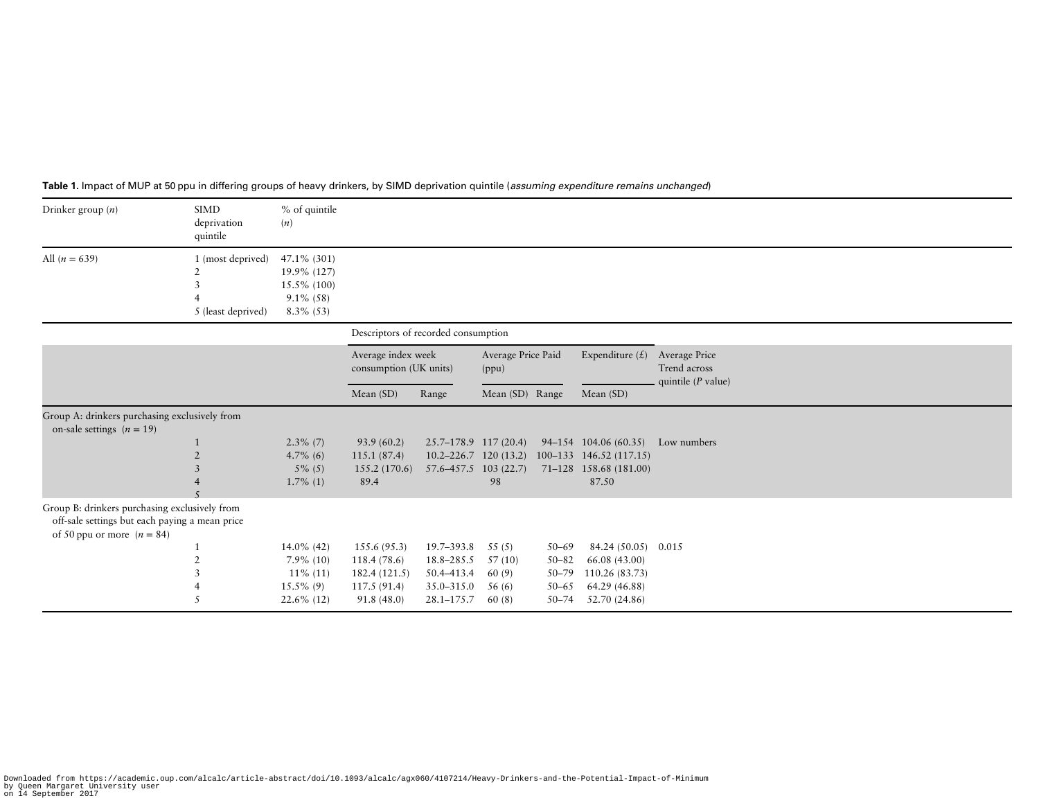**Table 1.** Impact of MUP at 50 ppu in differing groups of heavy drinkers, by SIMD deprivation quintile (*assuming expenditure remains unchanged*)

| Drinker group (*n*) | SIMD deprivation quintile | % of quintile (*n*) | | | | | | |
|---|---|---|---|---|---|---|---|---|
| All (*n* = 639) | 1 (most deprived) | 47.1% (301) | | | | | | |
| | 2 | 19.9% (127) | | | | | | |
| | 3 | 15.5% (100) | | | | | | |
| | 4 | 9.1% (58) | | | | | | |
| | 5 (least deprived) | 8.3% (53) | | | | | | |
| | | | Descriptors of recorded consumption | | | | | |
| | | | Average index week consumption (UK units) | | Average Price Paid (ppu) | | Expenditure (£) | Average Price Trend across quintile (*P* value) |
| | | | Mean (SD) | Range | Mean (SD) | Range | Mean (SD) | |
| Group A: drinkers purchasing exclusively from on-sale settings (*n* = 19) | | | | | | | | |
| | 1 | 2.3% (7) | 93.9 (60.2) | 25.7–178.9 | 117 (20.4) | 94–154 | 104.06 (60.35) | Low numbers |
| | 2 | 4.7% (6) | 115.1 (87.4) | 10.2–226.7 | 120 (13.2) | 100–133 | 146.52 (117.15) | |
| | 3 | 5% (5) | 155.2 (170.6) | 57.6–457.5 | 103 (22.7) | 71–128 | 158.68 (181.00) | |
| | 4 | 1.7% (1) | 89.4 | | 98 | | 87.50 | |
| | 5 | | | | | | | |
| Group B: drinkers purchasing exclusively from off-sale settings but each paying a mean price of 50 ppu or more (*n* = 84) | | | | | | | | |
| | 1 | 14.0% (42) | 155.6 (95.3) | 19.7–393.8 | 55 (5) | 50–69 | 84.24 (50.05) | 0.015 |
| | 2 | 7.9% (10) | 118.4 (78.6) | 18.8–285.5 | 57 (10) | 50–82 | 66.08 (43.00) | |
| | 3 | 11% (11) | 182.4 (121.5) | 50.4–413.4 | 60 (9) | 50–79 | 110.26 (83.73) | |
| | 4 | 15.5% (9) | 117.5 (91.4) | 35.0–315.0 | 56 (6) | 50–65 | 64.29 (46.88) | |
| | 5 | 22.6% (12) | 91.8 (48.0) | 28.1–175.7 | 60 (8) | 50–74 | 52.70 (24.86) | |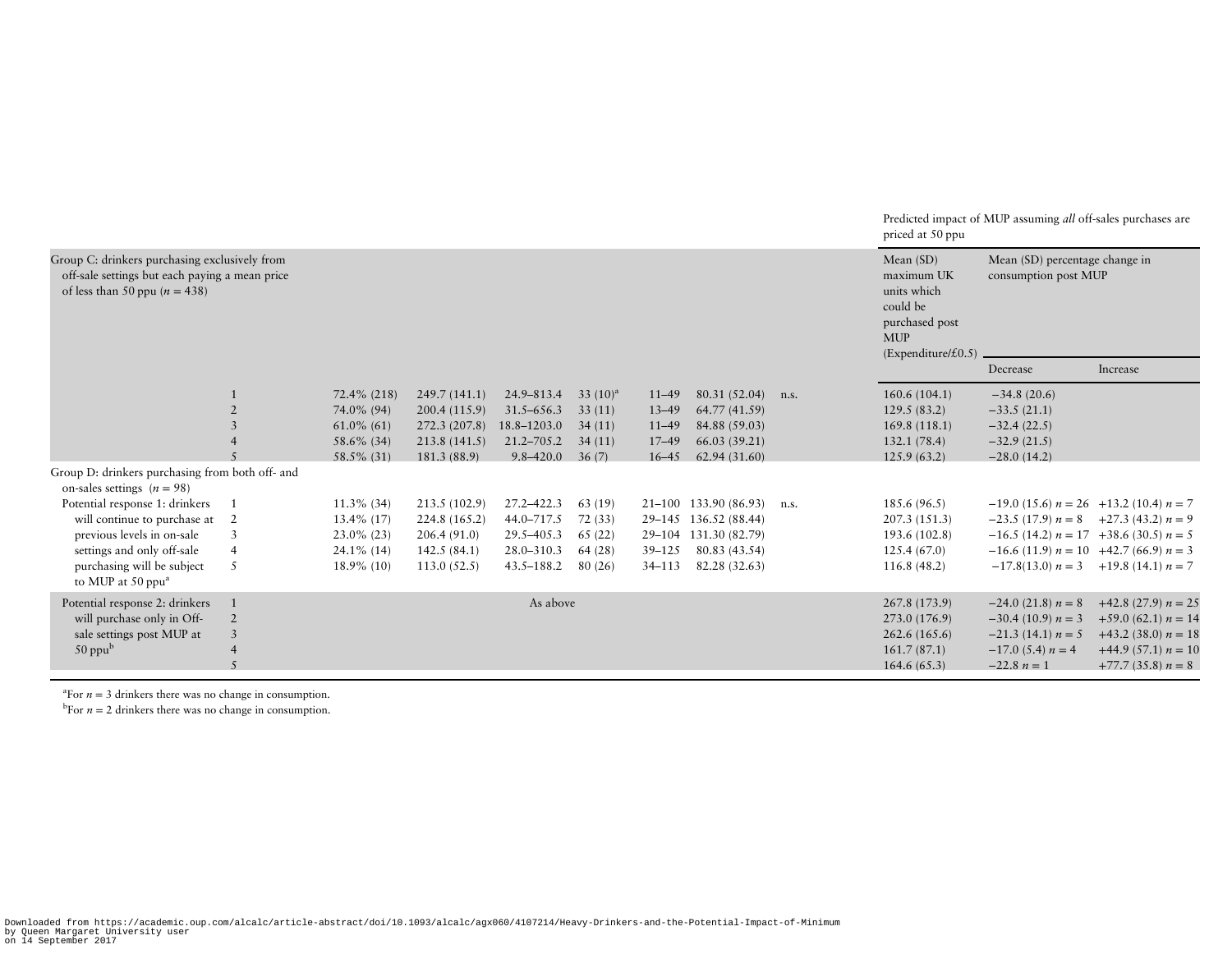| | | | | | | | | | | Predicted impact of MUP assuming *all* off-sales purchases are priced at 50 ppu | | |
|---|---|---|---|---|---|---|---|---|---|---|---|---|
| Group C: drinkers purchasing exclusively from off-sale settings but each paying a mean price of less than 50 ppu ($n$ = 438) | | | | | | | | | | Mean (SD) maximum UK units which could be purchased post MUP (Expenditure/£0.5) | Mean (SD) percentage change in consumption post MUP | |
| | | | | | | | | | | | Decrease | Increase |
| | 1 | 72.4% (218) | 249.7 (141.1) | 24.9–813.4 | 33 (10)[a] | 11–49 | 80.31 (52.04) | n.s. | | 160.6 (104.1) | −34.8 (20.6) | |
| | 2 | 74.0% (94) | 200.4 (115.9) | 31.5–656.3 | 33 (11) | 13–49 | 64.77 (41.59) | | | 129.5 (83.2) | −33.5 (21.1) | |
| | 3 | 61.0% (61) | 272.3 (207.8) | 18.8–1203.0 | 34 (11) | 11–49 | 84.88 (59.03) | | | 169.8 (118.1) | −32.4 (22.5) | |
| | 4 | 58.6% (34) | 213.8 (141.5) | 21.2–705.2 | 34 (11) | 17–49 | 66.03 (39.21) | | | 132.1 (78.4) | −32.9 (21.5) | |
| | 5 | 58.5% (31) | 181.3 (88.9) | 9.8–420.0 | 36 (7) | 16–45 | 62.94 (31.60) | | | 125.9 (63.2) | −28.0 (14.2) | |
| Group D: drinkers purchasing from both off- and on-sales settings ($n$ = 98) | | | | | | | | | | | | |
| Potential response 1: drinkers will continue to purchase at previous levels in on-sale settings and only off-sale purchasing will be subject to MUP at 50 ppu[a] | 1 | 11.3% (34) | 213.5 (102.9) | 27.2–422.3 | 63 (19) | 21–100 | 133.90 (86.93) | n.s. | | 185.6 (96.5) | −19.0 (15.6) $n$ = 26 | +13.2 (10.4) $n$ = 7 |
| | 2 | 13.4% (17) | 224.8 (165.2) | 44.0–717.5 | 72 (33) | 29–145 | 136.52 (88.44) | | | 207.3 (151.3) | −23.5 (17.9) $n$ = 8 | +27.3 (43.2) $n$ = 9 |
| | 3 | 23.0% (23) | 206.4 (91.0) | 29.5–405.3 | 65 (22) | 29–104 | 131.30 (82.79) | | | 193.6 (102.8) | −16.5 (14.2) $n$ = 17 | +38.6 (30.5) $n$ = 5 |
| | 4 | 24.1% (14) | 142.5 (84.1) | 28.0–310.3 | 64 (28) | 39–125 | 80.83 (43.54) | | | 125.4 (67.0) | −16.6 (11.9) $n$ = 10 | +42.7 (66.9) $n$ = 3 |
| | 5 | 18.9% (10) | 113.0 (52.5) | 43.5–188.2 | 80 (26) | 34–113 | 82.28 (32.63) | | | 116.8 (48.2) | −17.8(13.0) $n$ = 3 | +19.8 (14.1) $n$ = 7 |
| Potential response 2: drinkers will purchase only in Off-sale settings post MUP at 50 ppu[b] | 1 | | | As above | | | | | | 267.8 (173.9) | −24.0 (21.8) $n$ = 8 | +42.8 (27.9) $n$ = 25 |
| | 2 | | | | | | | | | 273.0 (176.9) | −30.4 (10.9) $n$ = 3 | +59.0 (62.1) $n$ = 14 |
| | 3 | | | | | | | | | 262.6 (165.6) | −21.3 (14.1) $n$ = 5 | +43.2 (38.0) $n$ = 18 |
| | 4 | | | | | | | | | 161.7 (87.1) | −17.0 (5.4) $n$ = 4 | +44.9 (57.1) $n$ = 10 |
| | 5 | | | | | | | | | 164.6 (65.3) | −22.8 $n$ = 1 | +77.7 (35.8) $n$ = 8 |

[a]For $n$ = 3 drinkers there was no change in consumption.
[b]For $n$ = 2 drinkers there was no change in consumption.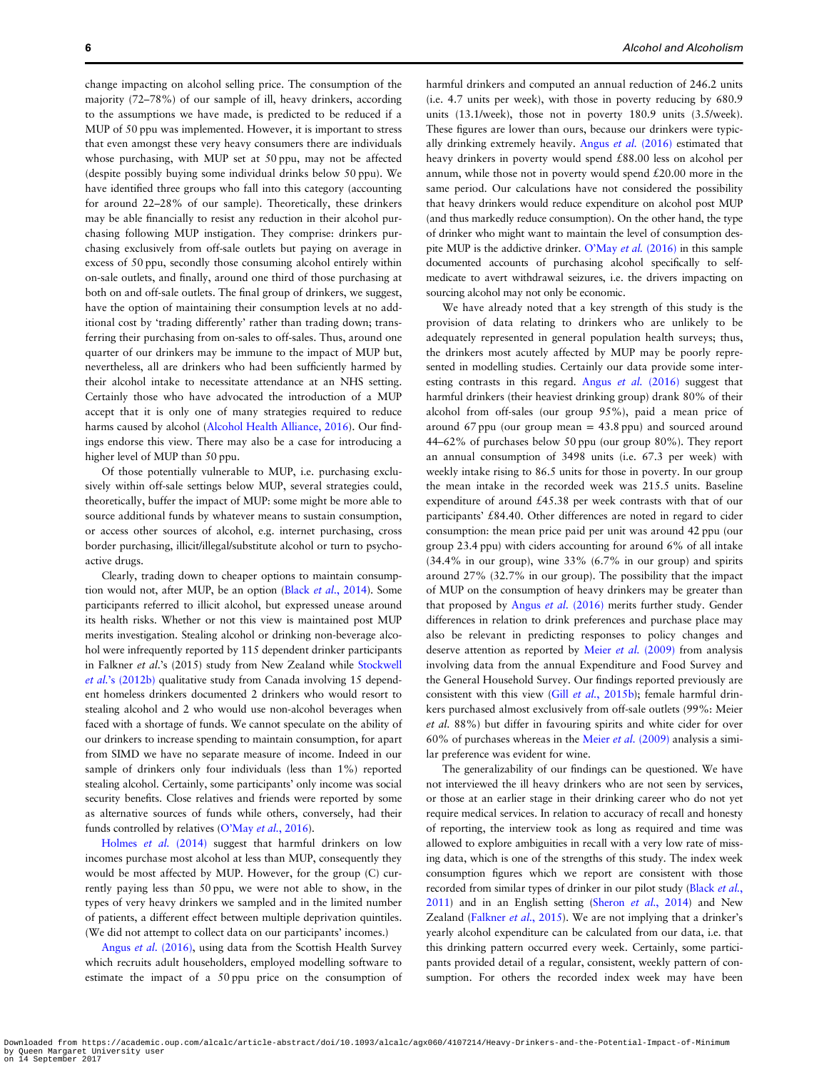change impacting on alcohol selling price. The consumption of the majority (72–78%) of our sample of ill, heavy drinkers, according to the assumptions we have made, is predicted to be reduced if a MUP of 50 ppu was implemented. However, it is important to stress that even amongst these very heavy consumers there are individuals whose purchasing, with MUP set at 50 ppu, may not be affected (despite possibly buying some individual drinks below 50 ppu). We have identified three groups who fall into this category (accounting for around 22–28% of our sample). Theoretically, these drinkers may be able financially to resist any reduction in their alcohol purchasing following MUP instigation. They comprise: drinkers purchasing exclusively from off-sale outlets but paying on average in excess of 50 ppu, secondly those consuming alcohol entirely within on-sale outlets, and finally, around one third of those purchasing at both on and off-sale outlets. The final group of drinkers, we suggest, have the option of maintaining their consumption levels at no additional cost by 'trading differently' rather than trading down; transferring their purchasing from on-sales to off-sales. Thus, around one quarter of our drinkers may be immune to the impact of MUP but, nevertheless, all are drinkers who had been sufficiently harmed by their alcohol intake to necessitate attendance at an NHS setting. Certainly those who have advocated the introduction of a MUP accept that it is only one of many strategies required to reduce harms caused by alcohol (Alcohol Health Alliance, 2016). Our findings endorse this view. There may also be a case for introducing a higher level of MUP than 50 ppu.

Of those potentially vulnerable to MUP, i.e. purchasing exclusively within off-sale settings below MUP, several strategies could, theoretically, buffer the impact of MUP: some might be more able to source additional funds by whatever means to sustain consumption, or access other sources of alcohol, e.g. internet purchasing, cross border purchasing, illicit/illegal/substitute alcohol or turn to psychoactive drugs.

Clearly, trading down to cheaper options to maintain consumption would not, after MUP, be an option (Black *et al.*, 2014). Some participants referred to illicit alcohol, but expressed unease around its health risks. Whether or not this view is maintained post MUP merits investigation. Stealing alcohol or drinking non-beverage alcohol were infrequently reported by 115 dependent drinker participants in Falkner *et al.*'s (2015) study from New Zealand while Stockwell *et al.*'s (2012b) qualitative study from Canada involving 15 dependent homeless drinkers documented 2 drinkers who would resort to stealing alcohol and 2 who would use non-alcohol beverages when faced with a shortage of funds. We cannot speculate on the ability of our drinkers to increase spending to maintain consumption, for apart from SIMD we have no separate measure of income. Indeed in our sample of drinkers only four individuals (less than 1%) reported stealing alcohol. Certainly, some participants' only income was social security benefits. Close relatives and friends were reported by some as alternative sources of funds while others, conversely, had their funds controlled by relatives (O'May *et al.*, 2016).

Holmes *et al.* (2014) suggest that harmful drinkers on low incomes purchase most alcohol at less than MUP, consequently they would be most affected by MUP. However, for the group (C) currently paying less than 50 ppu, we were not able to show, in the types of very heavy drinkers we sampled and in the limited number of patients, a different effect between multiple deprivation quintiles. (We did not attempt to collect data on our participants' incomes.)

Angus *et al.* (2016), using data from the Scottish Health Survey which recruits adult householders, employed modelling software to estimate the impact of a 50 ppu price on the consumption of harmful drinkers and computed an annual reduction of 246.2 units (i.e. 4.7 units per week), with those in poverty reducing by 680.9 units (13.1/week), those not in poverty 180.9 units (3.5/week). These figures are lower than ours, because our drinkers were typically drinking extremely heavily. Angus *et al.* (2016) estimated that heavy drinkers in poverty would spend £88.00 less on alcohol per annum, while those not in poverty would spend £20.00 more in the same period. Our calculations have not considered the possibility that heavy drinkers would reduce expenditure on alcohol post MUP (and thus markedly reduce consumption). On the other hand, the type of drinker who might want to maintain the level of consumption despite MUP is the addictive drinker. O'May *et al.* (2016) in this sample documented accounts of purchasing alcohol specifically to self-medicate to avert withdrawal seizures, i.e. the drivers impacting on sourcing alcohol may not only be economic.

We have already noted that a key strength of this study is the provision of data relating to drinkers who are unlikely to be adequately represented in general population health surveys; thus, the drinkers most acutely affected by MUP may be poorly represented in modelling studies. Certainly our data provide some interesting contrasts in this regard. Angus *et al.* (2016) suggest that harmful drinkers (their heaviest drinking group) drank 80% of their alcohol from off-sales (our group 95%), paid a mean price of around 67 ppu (our group mean = 43.8 ppu) and sourced around 44–62% of purchases below 50 ppu (our group 80%). They report an annual consumption of 3498 units (i.e. 67.3 per week) with weekly intake rising to 86.5 units for those in poverty. In our group the mean intake in the recorded week was 215.5 units. Baseline expenditure of around £45.38 per week contrasts with that of our participants' £84.40. Other differences are noted in regard to cider consumption: the mean price paid per unit was around 42 ppu (our group 23.4 ppu) with ciders accounting for around 6% of all intake (34.4% in our group), wine 33% (6.7% in our group) and spirits around 27% (32.7% in our group). The possibility that the impact of MUP on the consumption of heavy drinkers may be greater than that proposed by Angus *et al.* (2016) merits further study. Gender differences in relation to drink preferences and purchase place may also be relevant in predicting responses to policy changes and deserve attention as reported by Meier *et al.* (2009) from analysis involving data from the annual Expenditure and Food Survey and the General Household Survey. Our findings reported previously are consistent with this view (Gill *et al.*, 2015b); female harmful drinkers purchased almost exclusively from off-sale outlets (99%: Meier *et al.* 88%) but differ in favouring spirits and white cider for over 60% of purchases whereas in the Meier *et al.* (2009) analysis a similar preference was evident for wine.

The generalizability of our findings can be questioned. We have not interviewed the ill heavy drinkers who are not seen by services, or those at an earlier stage in their drinking career who do not yet require medical services. In relation to accuracy of recall and honesty of reporting, the interview took as long as required and time was allowed to explore ambiguities in recall with a very low rate of missing data, which is one of the strengths of this study. The index week consumption figures which we report are consistent with those recorded from similar types of drinker in our pilot study (Black *et al.*, 2011) and in an English setting (Sheron *et al.*, 2014) and New Zealand (Falkner *et al.*, 2015). We are not implying that a drinker's yearly alcohol expenditure can be calculated from our data, i.e. that this drinking pattern occurred every week. Certainly, some participants provided detail of a regular, consistent, weekly pattern of consumption. For others the recorded index week may have been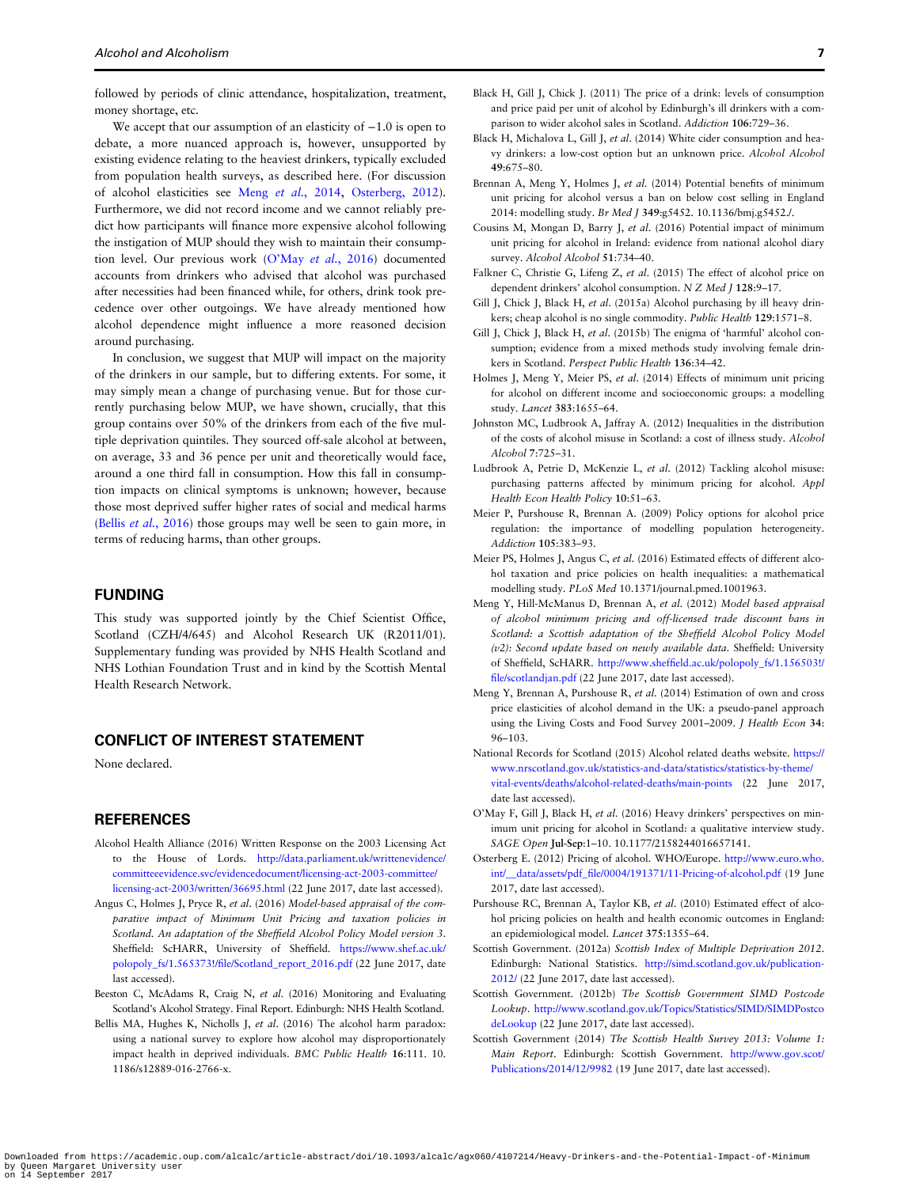followed by periods of clinic attendance, hospitalization, treatment, money shortage, etc.

We accept that our assumption of an elasticity of −1.0 is open to debate, a more nuanced approach is, however, unsupported by existing evidence relating to the heaviest drinkers, typically excluded from population health surveys, as described here. (For discussion of alcohol elasticities see Meng *et al.*, 2014, Osterberg, 2012). Furthermore, we did not record income and we cannot reliably predict how participants will finance more expensive alcohol following the instigation of MUP should they wish to maintain their consumption level. Our previous work (O'May *et al.*, 2016) documented accounts from drinkers who advised that alcohol was purchased after necessities had been financed while, for others, drink took precedence over other outgoings. We have already mentioned how alcohol dependence might influence a more reasoned decision around purchasing.

In conclusion, we suggest that MUP will impact on the majority of the drinkers in our sample, but to differing extents. For some, it may simply mean a change of purchasing venue. But for those currently purchasing below MUP, we have shown, crucially, that this group contains over 50% of the drinkers from each of the five multiple deprivation quintiles. They sourced off-sale alcohol at between, on average, 33 and 36 pence per unit and theoretically would face, around a one third fall in consumption. How this fall in consumption impacts on clinical symptoms is unknown; however, because those most deprived suffer higher rates of social and medical harms (Bellis *et al.*, 2016) those groups may well be seen to gain more, in terms of reducing harms, than other groups.

## FUNDING

This study was supported jointly by the Chief Scientist Office, Scotland (CZH/4/645) and Alcohol Research UK (R2011/01). Supplementary funding was provided by NHS Health Scotland and NHS Lothian Foundation Trust and in kind by the Scottish Mental Health Research Network.

## CONFLICT OF INTEREST STATEMENT

None declared.

## REFERENCES

Alcohol Health Alliance (2016) Written Response on the 2003 Licensing Act to the House of Lords. http://data.parliament.uk/writtenevidence/committeeevidence.svc/evidencedocument/licensing-act-2003-committee/licensing-act-2003/written/36695.html (22 June 2017, date last accessed).

Angus C, Holmes J, Pryce R, *et al*. (2016) *Model-based appraisal of the comparative impact of Minimum Unit Pricing and taxation policies in Scotland. An adaptation of the Sheffield Alcohol Policy Model version 3*. Sheffield: ScHARR, University of Sheffield. https://www.shef.ac.uk/polopoly_fs/1.565373!/file/Scotland_report_2016.pdf (22 June 2017, date last accessed).

Beeston C, McAdams R, Craig N, *et al*. (2016) Monitoring and Evaluating Scotland's Alcohol Strategy. Final Report. Edinburgh: NHS Health Scotland.

Bellis MA, Hughes K, Nicholls J, *et al*. (2016) The alcohol harm paradox: using a national survey to explore how alcohol may disproportionately impact health in deprived individuals. *BMC Public Health* **16**:111. 10.1186/s12889-016-2766-x.

Black H, Gill J, Chick J. (2011) The price of a drink: levels of consumption and price paid per unit of alcohol by Edinburgh's ill drinkers with a comparison to wider alcohol sales in Scotland. *Addiction* **106**:729–36.

Black H, Michalova L, Gill J, *et al*. (2014) White cider consumption and heavy drinkers: a low-cost option but an unknown price. *Alcohol Alcohol* **49**:675–80.

Brennan A, Meng Y, Holmes J, *et al*. (2014) Potential benefits of minimum unit pricing for alcohol versus a ban on below cost selling in England 2014: modelling study. *Br Med J* **349**:g5452. 10.1136/bmj.g5452./.

Cousins M, Mongan D, Barry J, *et al*. (2016) Potential impact of minimum unit pricing for alcohol in Ireland: evidence from national alcohol diary survey. *Alcohol Alcohol* **51**:734–40.

Falkner C, Christie G, Lifeng Z, *et al*. (2015) The effect of alcohol price on dependent drinkers' alcohol consumption. *N Z Med J* **128**:9–17.

Gill J, Chick J, Black H, *et al*. (2015a) Alcohol purchasing by ill heavy drinkers; cheap alcohol is no single commodity. *Public Health* **129**:1571–8.

Gill J, Chick J, Black H, *et al*. (2015b) The enigma of 'harmful' alcohol consumption; evidence from a mixed methods study involving female drinkers in Scotland. *Perspect Public Health* **136**:34–42.

Holmes J, Meng Y, Meier PS, *et al*. (2014) Effects of minimum unit pricing for alcohol on different income and socioeconomic groups: a modelling study. *Lancet* **383**:1655–64.

Johnston MC, Ludbrook A, Jaffray A. (2012) Inequalities in the distribution of the costs of alcohol misuse in Scotland: a cost of illness study. *Alcohol Alcohol* **7**:725–31.

Ludbrook A, Petrie D, McKenzie L, *et al*. (2012) Tackling alcohol misuse: purchasing patterns affected by minimum pricing for alcohol. *Appl Health Econ Health Policy* **10**:51–63.

Meier P, Purshouse R, Brennan A. (2009) Policy options for alcohol price regulation: the importance of modelling population heterogeneity. *Addiction* **105**:383–93.

Meier PS, Holmes J, Angus C, *et al*. (2016) Estimated effects of different alcohol taxation and price policies on health inequalities: a mathematical modelling study. *PLoS Med* 10.1371/journal.pmed.1001963.

Meng Y, Hill-McManus D, Brennan A, *et al*. (2012) *Model based appraisal of alcohol minimum pricing and off-licensed trade discount bans in Scotland: a Scottish adaptation of the Sheffield Alcohol Policy Model (v2): Second update based on newly available data*. Sheffield: University of Sheffield, ScHARR. http://www.sheffield.ac.uk/polopoly_fs/1.156503!/file/scotlandjan.pdf (22 June 2017, date last accessed).

Meng Y, Brennan A, Purshouse R, *et al*. (2014) Estimation of own and cross price elasticities of alcohol demand in the UK: a pseudo-panel approach using the Living Costs and Food Survey 2001–2009. *J Health Econ* **34**: 96–103.

National Records for Scotland (2015) Alcohol related deaths website. https://www.nrscotland.gov.uk/statistics-and-data/statistics/statistics-by-theme/vital-events/deaths/alcohol-related-deaths/main-points (22 June 2017, date last accessed).

O'May F, Gill J, Black H, *et al*. (2016) Heavy drinkers' perspectives on minimum unit pricing for alcohol in Scotland: a qualitative interview study. *SAGE Open* **Jul-Sep**:1–10. 10.1177/2158244016657141.

Osterberg E. (2012) Pricing of alcohol. WHO/Europe. http://www.euro.who.int/__data/assets/pdf_file/0004/191371/11-Pricing-of-alcohol.pdf (19 June 2017, date last accessed).

Purshouse RC, Brennan A, Taylor KB, *et al*. (2010) Estimated effect of alcohol pricing policies on health and health economic outcomes in England: an epidemiological model. *Lancet* **375**:1355–64.

Scottish Government. (2012a) *Scottish Index of Multiple Deprivation 2012*. Edinburgh: National Statistics. http://simd.scotland.gov.uk/publication-2012/ (22 June 2017, date last accessed).

Scottish Government. (2012b) *The Scottish Government SIMD Postcode Lookup*. http://www.scotland.gov.uk/Topics/Statistics/SIMD/SIMDPostcodeLookup (22 June 2017, date last accessed).

Scottish Government (2014) *The Scottish Health Survey 2013: Volume 1: Main Report*. Edinburgh: Scottish Government. http://www.gov.scot/Publications/2014/12/9982 (19 June 2017, date last accessed).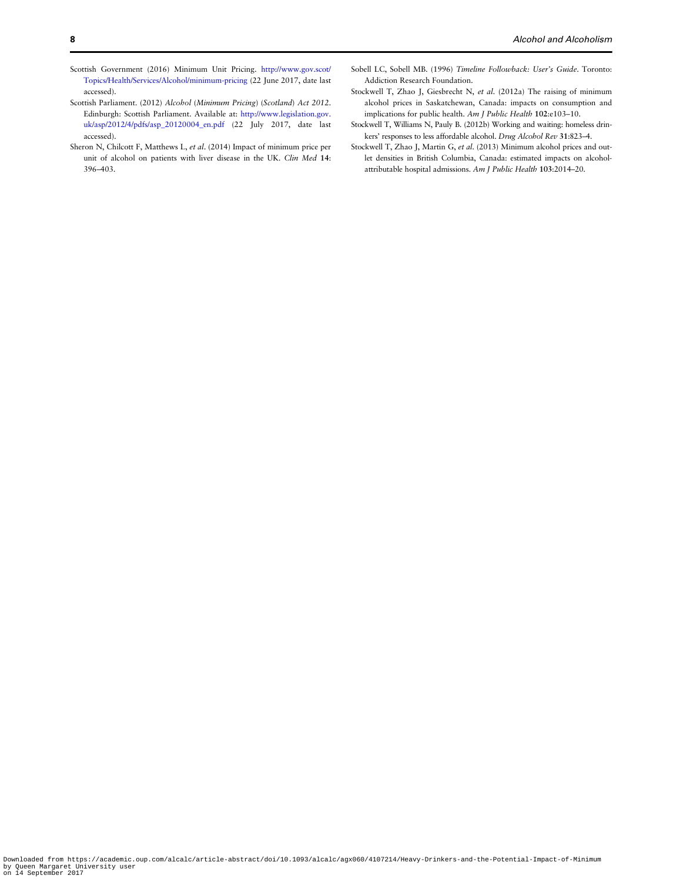Scottish Government (2016) Minimum Unit Pricing. http://www.gov.scot/Topics/Health/Services/Alcohol/minimum-pricing (22 June 2017, date last accessed).

Scottish Parliament. (2012) *Alcohol (Minimum Pricing) (Scotland) Act 2012*. Edinburgh: Scottish Parliament. Available at: http://www.legislation.gov.uk/asp/2012/4/pdfs/asp_20120004_en.pdf (22 July 2017, date last accessed).

Sheron N, Chilcott F, Matthews L, *et al*. (2014) Impact of minimum price per unit of alcohol on patients with liver disease in the UK. *Clin Med* **14**: 396–403.

Sobell LC, Sobell MB. (1996) *Timeline Followback: User's Guide*. Toronto: Addiction Research Foundation.

Stockwell T, Zhao J, Giesbrecht N, *et al*. (2012a) The raising of minimum alcohol prices in Saskatchewan, Canada: impacts on consumption and implications for public health. *Am J Public Health* **102**:e103–10.

Stockwell T, Williams N, Pauly B. (2012b) Working and waiting: homeless drinkers' responses to less affordable alcohol. *Drug Alcohol Rev* **31**:823–4.

Stockwell T, Zhao J, Martin G, *et al*. (2013) Minimum alcohol prices and outlet densities in British Columbia, Canada: estimated impacts on alcohol-attributable hospital admissions. *Am J Public Health* **103**:2014–20.